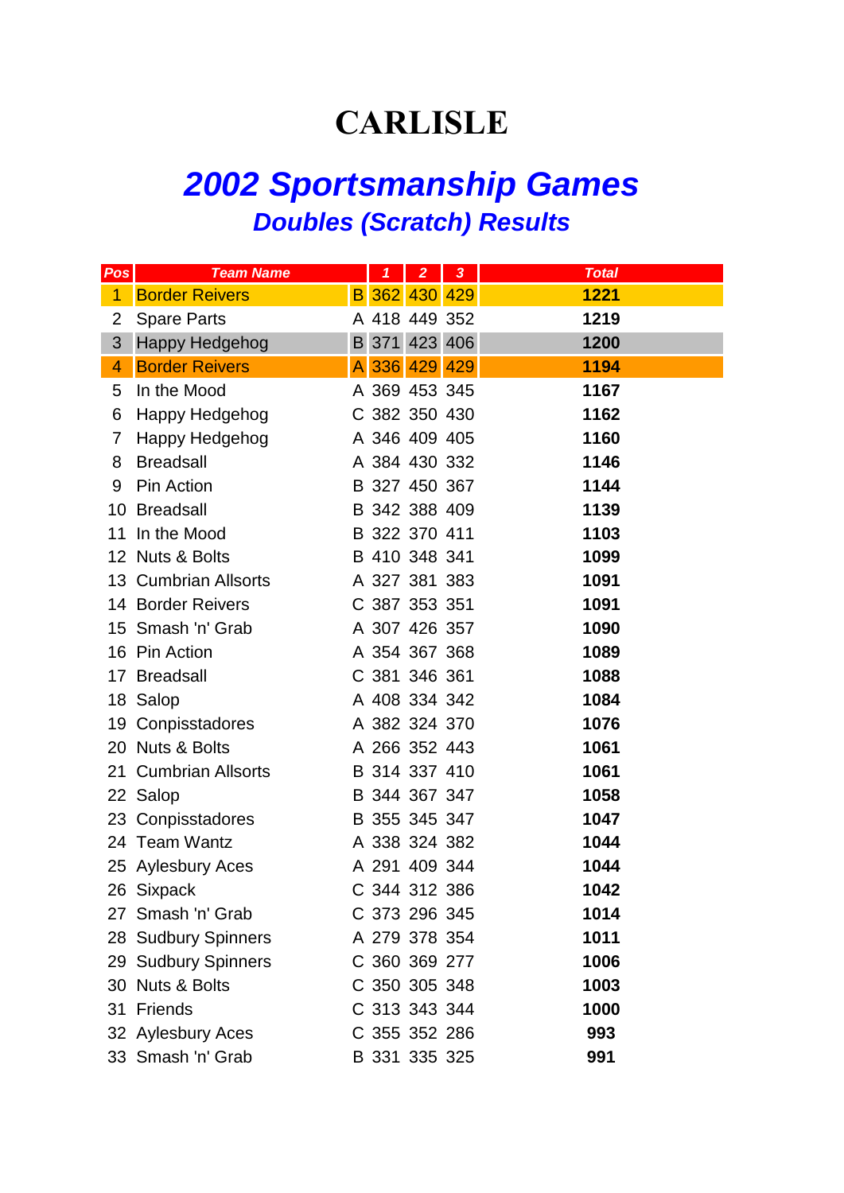# CARLISLE

## *2002 Sportsmanship Games*

### *Doubles (Scratch) Results*

| Pos | Team Name | | 1 | 2 | 3 | Total |
|---|---|---|---|---|---|---|
| 1 | Border Reivers | B | 362 | 430 | 429 | **1221** |
| 2 | Spare Parts | A | 418 | 449 | 352 | **1219** |
| 3 | Happy Hedgehog | B | 371 | 423 | 406 | **1200** |
| 4 | Border Reivers | A | 336 | 429 | 429 | **1194** |
| 5 | In the Mood | A | 369 | 453 | 345 | **1167** |
| 6 | Happy Hedgehog | C | 382 | 350 | 430 | **1162** |
| 7 | Happy Hedgehog | A | 346 | 409 | 405 | **1160** |
| 8 | Breadsall | A | 384 | 430 | 332 | **1146** |
| 9 | Pin Action | B | 327 | 450 | 367 | **1144** |
| 10 | Breadsall | B | 342 | 388 | 409 | **1139** |
| 11 | In the Mood | B | 322 | 370 | 411 | **1103** |
| 12 | Nuts & Bolts | B | 410 | 348 | 341 | **1099** |
| 13 | Cumbrian Allsorts | A | 327 | 381 | 383 | **1091** |
| 14 | Border Reivers | C | 387 | 353 | 351 | **1091** |
| 15 | Smash 'n' Grab | A | 307 | 426 | 357 | **1090** |
| 16 | Pin Action | A | 354 | 367 | 368 | **1089** |
| 17 | Breadsall | C | 381 | 346 | 361 | **1088** |
| 18 | Salop | A | 408 | 334 | 342 | **1084** |
| 19 | Conpisstadores | A | 382 | 324 | 370 | **1076** |
| 20 | Nuts & Bolts | A | 266 | 352 | 443 | **1061** |
| 21 | Cumbrian Allsorts | B | 314 | 337 | 410 | **1061** |
| 22 | Salop | B | 344 | 367 | 347 | **1058** |
| 23 | Conpisstadores | B | 355 | 345 | 347 | **1047** |
| 24 | Team Wantz | A | 338 | 324 | 382 | **1044** |
| 25 | Aylesbury Aces | A | 291 | 409 | 344 | **1044** |
| 26 | Sixpack | C | 344 | 312 | 386 | **1042** |
| 27 | Smash 'n' Grab | C | 373 | 296 | 345 | **1014** |
| 28 | Sudbury Spinners | A | 279 | 378 | 354 | **1011** |
| 29 | Sudbury Spinners | C | 360 | 369 | 277 | **1006** |
| 30 | Nuts & Bolts | C | 350 | 305 | 348 | **1003** |
| 31 | Friends | C | 313 | 343 | 344 | **1000** |
| 32 | Aylesbury Aces | C | 355 | 352 | 286 | **993** |
| 33 | Smash 'n' Grab | B | 331 | 335 | 325 | **991** |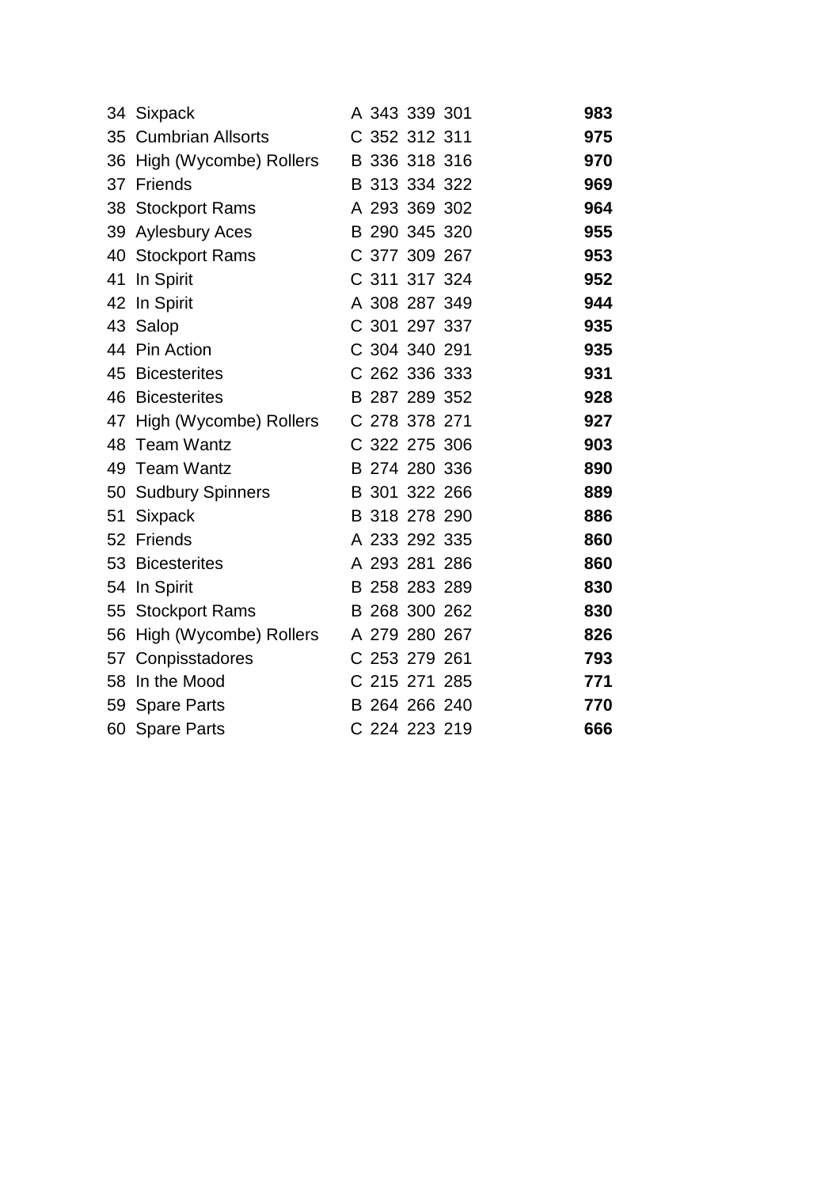| | | | | | | |
|---|---|---|---|---|---|---|
| 34 | Sixpack | A | 343 | 339 | 301 | **983** |
| 35 | Cumbrian Allsorts | C | 352 | 312 | 311 | **975** |
| 36 | High (Wycombe) Rollers | B | 336 | 318 | 316 | **970** |
| 37 | Friends | B | 313 | 334 | 322 | **969** |
| 38 | Stockport Rams | A | 293 | 369 | 302 | **964** |
| 39 | Aylesbury Aces | B | 290 | 345 | 320 | **955** |
| 40 | Stockport Rams | C | 377 | 309 | 267 | **953** |
| 41 | In Spirit | C | 311 | 317 | 324 | **952** |
| 42 | In Spirit | A | 308 | 287 | 349 | **944** |
| 43 | Salop | C | 301 | 297 | 337 | **935** |
| 44 | Pin Action | C | 304 | 340 | 291 | **935** |
| 45 | Bicesterites | C | 262 | 336 | 333 | **931** |
| 46 | Bicesterites | B | 287 | 289 | 352 | **928** |
| 47 | High (Wycombe) Rollers | C | 278 | 378 | 271 | **927** |
| 48 | Team Wantz | C | 322 | 275 | 306 | **903** |
| 49 | Team Wantz | B | 274 | 280 | 336 | **890** |
| 50 | Sudbury Spinners | B | 301 | 322 | 266 | **889** |
| 51 | Sixpack | B | 318 | 278 | 290 | **886** |
| 52 | Friends | A | 233 | 292 | 335 | **860** |
| 53 | Bicesterites | A | 293 | 281 | 286 | **860** |
| 54 | In Spirit | B | 258 | 283 | 289 | **830** |
| 55 | Stockport Rams | B | 268 | 300 | 262 | **830** |
| 56 | High (Wycombe) Rollers | A | 279 | 280 | 267 | **826** |
| 57 | Conpisstadores | C | 253 | 279 | 261 | **793** |
| 58 | In the Mood | C | 215 | 271 | 285 | **771** |
| 59 | Spare Parts | B | 264 | 266 | 240 | **770** |
| 60 | Spare Parts | C | 224 | 223 | 219 | **666** |